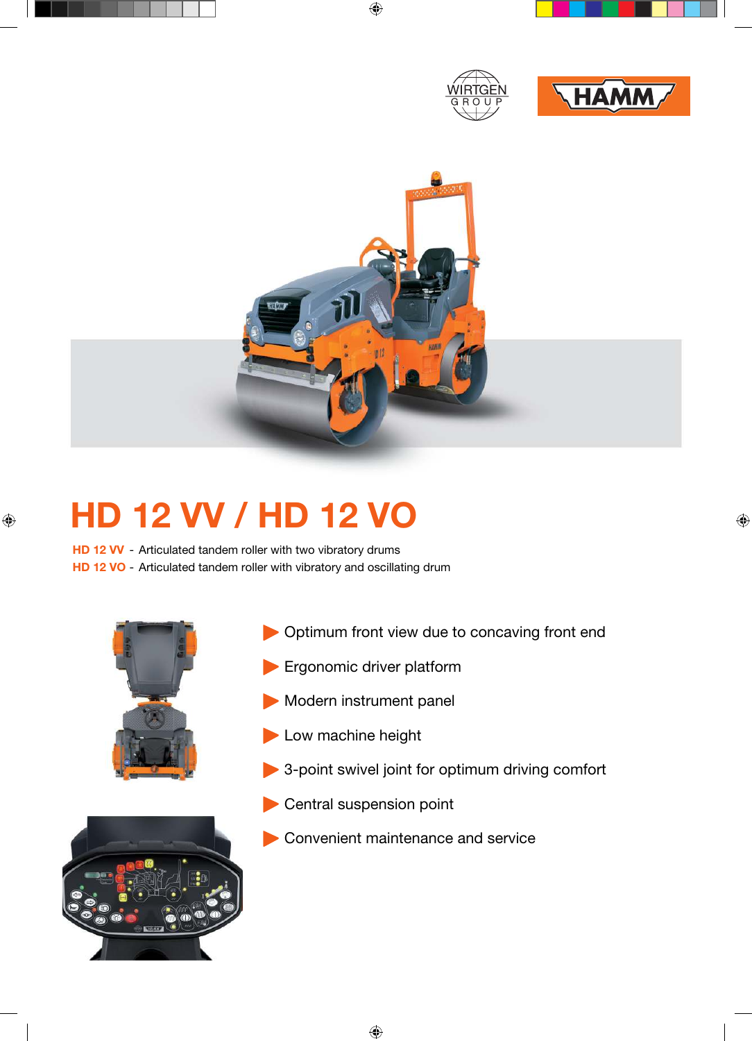# HD 12 VV / HD 12 VO

**HD 12 VV** - Articulated tandem roller with two vibratory drums
**HD 12 VO** - Articulated tandem roller with vibratory and oscillating drum

- Optimum front view due to concaving front end
- Ergonomic driver platform
- Modern instrument panel
- Low machine height
- 3-point swivel joint for optimum driving comfort
- Central suspension point
- Convenient maintenance and service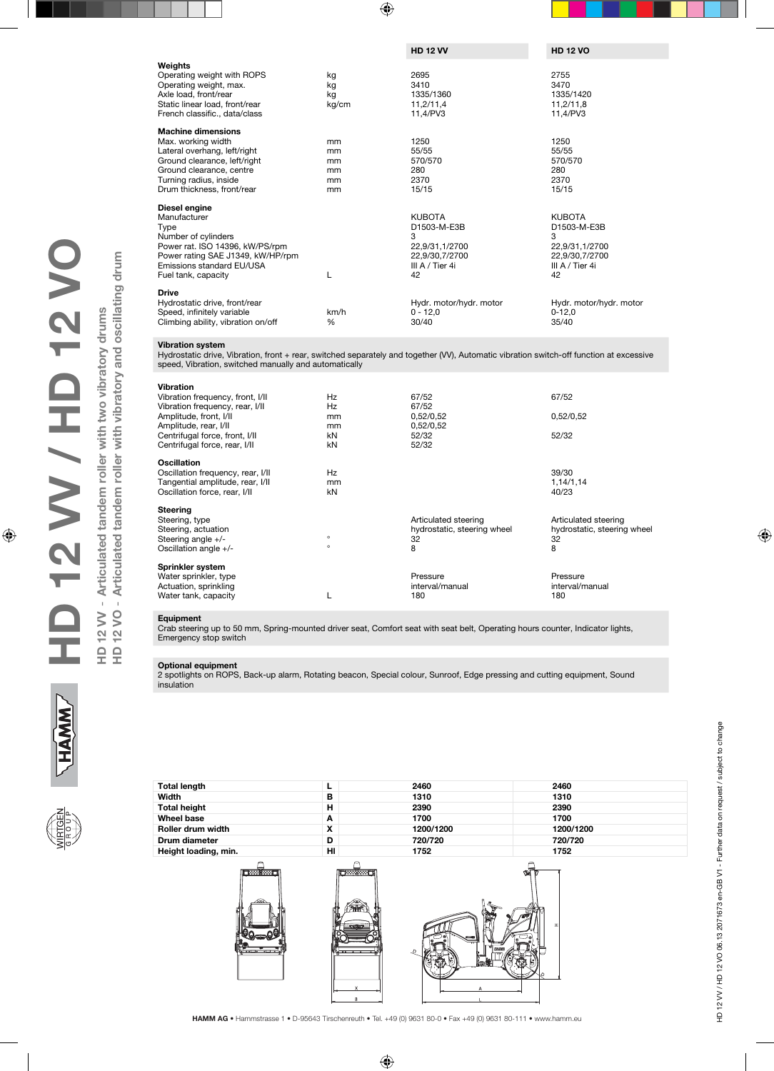# HD 12 VV / HD 12 VO

HD 12 VV - Articulated tandem roller with two vibratory drums
HD 12 VO - Articulated tandem roller with vibratory and oscillating drum

| | | HD 12 VV | HD 12 VO |
|---|---|---|---|
| **Weights** | | | |
| Operating weight with ROPS | kg | 2695 | 2755 |
| Operating weight, max. | kg | 3410 | 3470 |
| Axle load, front/rear | kg | 1335/1360 | 1335/1420 |
| Static linear load, front/rear | kg/cm | 11,2/11,4 | 11,2/11,8 |
| French classific., data/class | | 11,4/PV3 | 11,4/PV3 |
| **Machine dimensions** | | | |
| Max. working width | mm | 1250 | 1250 |
| Lateral overhang, left/right | mm | 55/55 | 55/55 |
| Ground clearance, left/right | mm | 570/570 | 570/570 |
| Ground clearance, centre | mm | 280 | 280 |
| Turning radius, inside | mm | 2370 | 2370 |
| Drum thickness, front/rear | mm | 15/15 | 15/15 |
| **Diesel engine** | | | |
| Manufacturer | | KUBOTA | KUBOTA |
| Type | | D1503-M-E3B | D1503-M-E3B |
| Number of cylinders | | 3 | 3 |
| Power rat. ISO 14396, kW/PS/rpm | | 22,9/31,1/2700 | 22,9/31,1/2700 |
| Power rating SAE J1349, kW/HP/rpm | | 22,9/30,7/2700 | 22,9/30,7/2700 |
| Emissions standard EU/USA | | III A / Tier 4i | III A / Tier 4i |
| Fuel tank, capacity | L | 42 | 42 |
| **Drive** | | | |
| Hydrostatic drive, front/rear | | Hydr. motor/hydr. motor | Hydr. motor/hydr. motor |
| Speed, infinitely variable | km/h | 0 - 12,0 | 0-12,0 |
| Climbing ability, vibration on/off | % | 30/40 | 35/40 |

**Vibration system**
Hydrostatic drive, Vibration, front + rear, switched separately and together (VV), Automatic vibration switch-off function at excessive speed, Vibration, switched manually and automatically

| | | HD 12 VV | HD 12 VO |
|---|---|---|---|
| **Vibration** | | | |
| Vibration frequency, front, I/II | Hz | 67/52 | 67/52 |
| Vibration frequency, rear, I/II | Hz | 67/52 | |
| Amplitude, front, I/II | mm | 0,52/0,52 | 0,52/0,52 |
| Amplitude, rear, I/II | mm | 0,52/0,52 | |
| Centrifugal force, front, I/II | kN | 52/32 | 52/32 |
| Centrifugal force, rear, I/II | kN | 52/32 | |
| **Oscillation** | | | |
| Oscillation frequency, rear, I/II | Hz | | 39/30 |
| Tangential amplitude, rear, I/II | mm | | 1,14/1,14 |
| Oscillation force, rear, I/II | kN | | 40/23 |
| **Steering** | | | |
| Steering, type | | Articulated steering | Articulated steering |
| Steering, actuation | | hydrostatic, steering wheel | hydrostatic, steering wheel |
| Steering angle +/- | ° | 32 | 32 |
| Oscillation angle +/- | ° | 8 | 8 |
| **Sprinkler system** | | | |
| Water sprinkler, type | | Pressure | Pressure |
| Actuation, sprinkling | | interval/manual | interval/manual |
| Water tank, capacity | L | 180 | 180 |

**Equipment**
Crab steering up to 50 mm, Spring-mounted driver seat, Comfort seat with seat belt, Operating hours counter, Indicator lights, Emergency stop switch

**Optional equipment**
2 spotlights on ROPS, Back-up alarm, Rotating beacon, Special colour, Sunroof, Edge pressing and cutting equipment, Sound insulation

| | | | |
|---|---|---|---|
| **Total length** | **L** | **2460** | **2460** |
| **Width** | **B** | **1310** | **1310** |
| **Total height** | **H** | **2390** | **2390** |
| **Wheel base** | **A** | **1700** | **1700** |
| **Roller drum width** | **X** | **1200/1200** | **1200/1200** |
| **Drum diameter** | **D** | **720/720** | **720/720** |
| **Height loading, min.** | **HI** | **1752** | **1752** |

**HAMM AG** • Hammstrasse 1 • D-95643 Tirschenreuth • Tel. +49 (0) 9631 80-0 • Fax +49 (0) 9631 80-111 • www.hamm.eu

HD 12 VV / HD 12 VO 06.13 2071673 en-GB V1 - Further data on request / subject to change